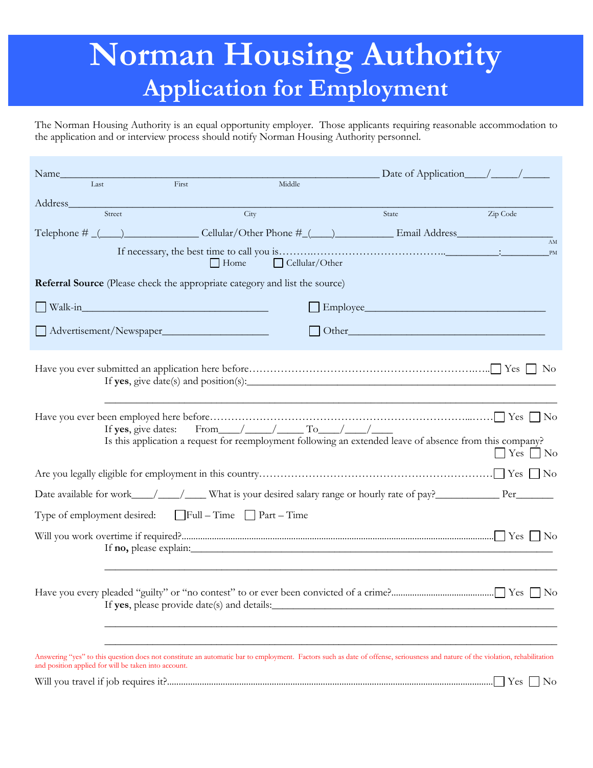# Norman Housing Authority

## Application for Employment

The Norman Housing Authority is an equal opportunity employer. Those applicants requiring reasonable accommodation to the application and or interview process should notify Norman Housing Authority personnel.

Name_______________________________________________ Date of Application____/_____/_____
Last First Middle

Address_____________________________________________________________________________
Street City State Zip Code

Telephone # _(____)_____________ Cellular/Other Phone #_(____)__________ Email Address__________________

If necessary, the best time to call you is……….……………………………….._________:_________ AM PM

☐ Home ☐ Cellular/Other

**Referral Source** (Please check the appropriate category and list the source)

☐ Walk-in___________________________________ ☐ Employee_________________________________

☐ Advertisement/Newspaper___________________ ☐ Other____________________________________

Have you ever submitted an application here before………………………………………………………..…..☐ Yes ☐ No
If **yes**, give date(s) and position(s):_______________________________________________________

______________________________________________________________________________

Have you ever been employed here before………………………………………………………………...……☐ Yes ☐ No
If **yes**, give dates: From____/_____/_____ To____/____/____
Is this application a request for reemployment following an extended leave of absence from this company?
☐ Yes ☐ No

Are you legally eligible for employment in this country…………………………………………………………☐ Yes ☐ No

Date available for work____/____/____ What is your desired salary range or hourly rate of pay?___________ Per_______

Type of employment desired: ☐ Full – Time ☐ Part – Time

Will you work overtime if required?......................................................................................................................☐ Yes ☐ No
If **no,** please explain:_______________________________________________________________

______________________________________________________________________________

Have you every pleaded “guilty” or “no contest” to or ever been convicted of a crime?...........................................☐ Yes ☐ No
If **yes**, please provide date(s) and details:_________________________________________________

______________________________________________________________________________

______________________________________________________________________________

Answering “yes” to this question does not constitute an automatic bar to employment. Factors such as date of offense, seriousness and nature of the violation, rehabilitation and position applied for will be taken into account.

Will you travel if job requires it?.........................................................................................................................☐ Yes ☐ No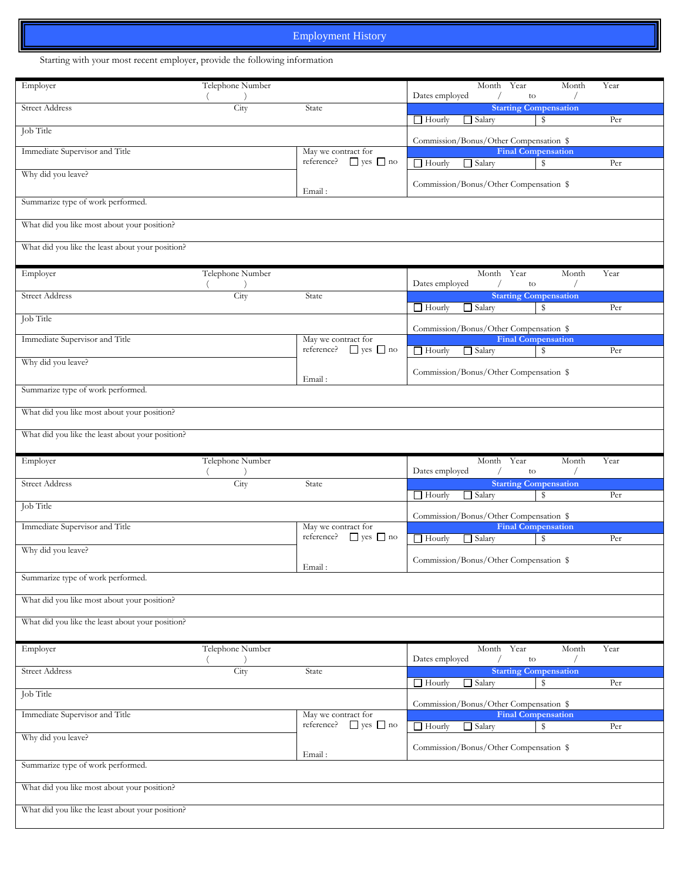# Employment History

Starting with your most recent employer, provide the following information

| Employer | Telephone Number ( ) | | Dates employed Month Year / to Month Year / |
|---|---|---|---|
| Street Address | City | State | **Starting Compensation** |
| | | | ☐ Hourly ☐ Salary $ Per |
| Job Title | | | Commission/Bonus/Other Compensation $ |
| Immediate Supervisor and Title | | May we contract for reference? ☐ yes ☐ no | **Final Compensation** |
| | | | ☐ Hourly ☐ Salary $ Per |
| Why did you leave? | | Email : | Commission/Bonus/Other Compensation $ |
| Summarize type of work performed. | | | |
| What did you like most about your position? | | | |
| What did you like the least about your position? | | | |

| Employer | Telephone Number ( ) | | Dates employed Month Year / to Month Year / |
|---|---|---|---|
| Street Address | City | State | **Starting Compensation** |
| | | | ☐ Hourly ☐ Salary $ Per |
| Job Title | | | Commission/Bonus/Other Compensation $ |
| Immediate Supervisor and Title | | May we contract for reference? ☐ yes ☐ no | **Final Compensation** |
| | | | ☐ Hourly ☐ Salary $ Per |
| Why did you leave? | | Email : | Commission/Bonus/Other Compensation $ |
| Summarize type of work performed. | | | |
| What did you like most about your position? | | | |
| What did you like the least about your position? | | | |

| Employer | Telephone Number ( ) | | Dates employed Month Year / to Month Year / |
|---|---|---|---|
| Street Address | City | State | **Starting Compensation** |
| | | | ☐ Hourly ☐ Salary $ Per |
| Job Title | | | Commission/Bonus/Other Compensation $ |
| Immediate Supervisor and Title | | May we contract for reference? ☐ yes ☐ no | **Final Compensation** |
| | | | ☐ Hourly ☐ Salary $ Per |
| Why did you leave? | | Email : | Commission/Bonus/Other Compensation $ |
| Summarize type of work performed. | | | |
| What did you like most about your position? | | | |
| What did you like the least about your position? | | | |

| Employer | Telephone Number ( ) | | Dates employed Month Year / to Month Year / |
|---|---|---|---|
| Street Address | City | State | **Starting Compensation** |
| | | | ☐ Hourly ☐ Salary $ Per |
| Job Title | | | Commission/Bonus/Other Compensation $ |
| Immediate Supervisor and Title | | May we contract for reference? ☐ yes ☐ no | **Final Compensation** |
| | | | ☐ Hourly ☐ Salary $ Per |
| Why did you leave? | | Email : | Commission/Bonus/Other Compensation $ |
| Summarize type of work performed. | | | |
| What did you like most about your position? | | | |
| What did you like the least about your position? | | | |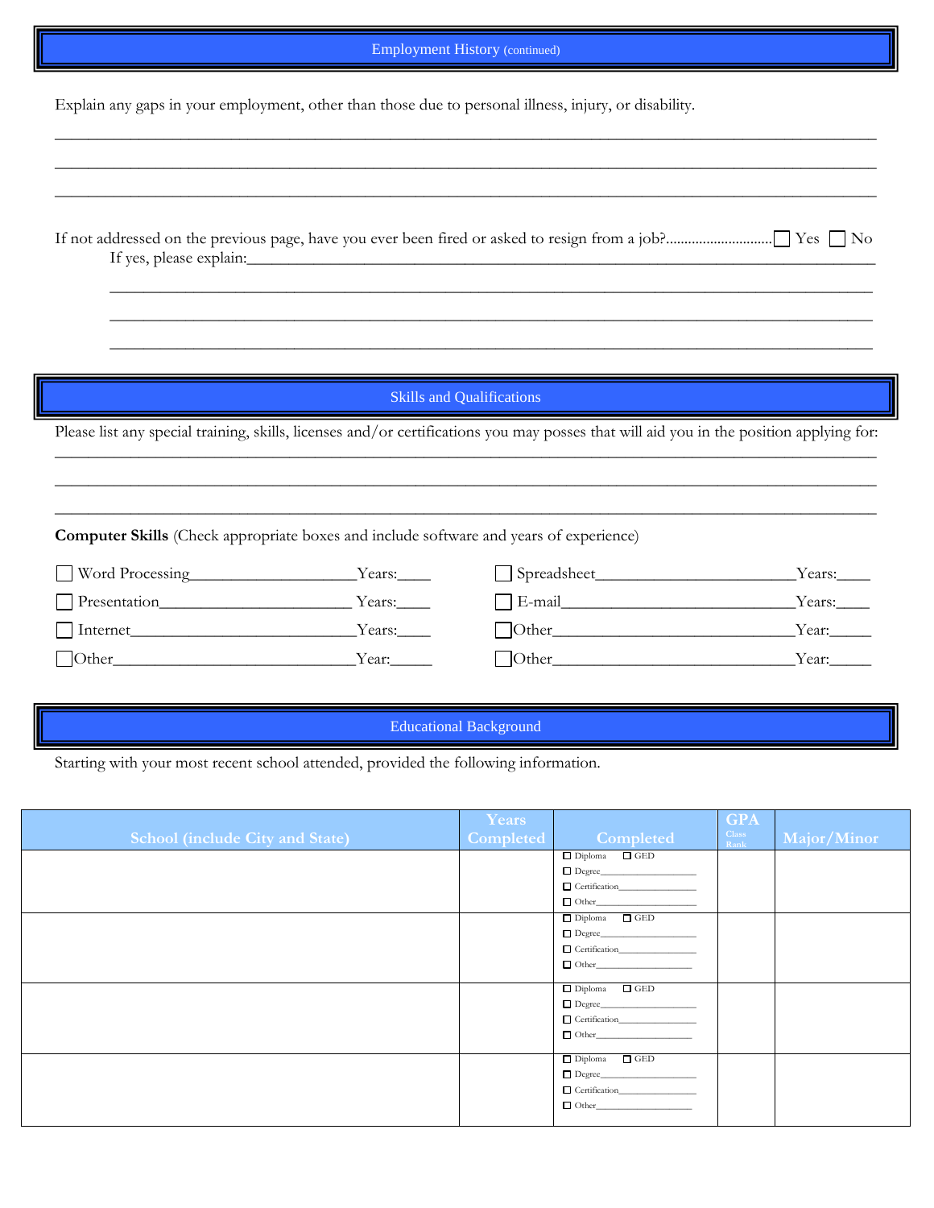## Employment History (continued)

Explain any gaps in your employment, other than those due to personal illness, injury, or disability.

______________________________________________________________________________________________

______________________________________________________________________________________________

______________________________________________________________________________________________

If not addressed on the previous page, have you ever been fired or asked to resign from a job?............................ ☐ Yes ☐ No

If yes, please explain:___________________________________________________________________________

______________________________________________________________________________________________

______________________________________________________________________________________________

______________________________________________________________________________________________

## Skills and Qualifications

Please list any special training, skills, licenses and/or certifications you may posses that will aid you in the position applying for:

______________________________________________________________________________________________

______________________________________________________________________________________________

______________________________________________________________________________________________

**Computer Skills** (Check appropriate boxes and include software and years of experience)

☐ Word Processing____________________Years:____

☐ Spreadsheet________________________Years:____

☐ Presentation_______________________ Years:____

☐ E-mail____________________________Years:____

☐ Internet___________________________Years:____

☐ Other_____________________________Year:_____

☐ Other____________________________Year:_____

☐ Other_____________________________Year:_____

## Educational Background

Starting with your most recent school attended, provided the following information.

| School (include City and State) | Years Completed | Completed | GPA Class Rank | Major/Minor |
|---|---|---|---|---|
| | | ☐ Diploma ☐ GED<br>☐ Degree__________________<br>☐ Certification______________<br>☐ Other____________________ | | |
| | | ☐ Diploma ☐ GED<br>☐ Degree__________________<br>☐ Certification______________<br>☐ Other____________________ | | |
| | | ☐ Diploma ☐ GED<br>☐ Degree__________________<br>☐ Certification______________<br>☐ Other____________________ | | |
| | | ☐ Diploma ☐ GED<br>☐ Degree__________________<br>☐ Certification______________<br>☐ Other____________________ | | |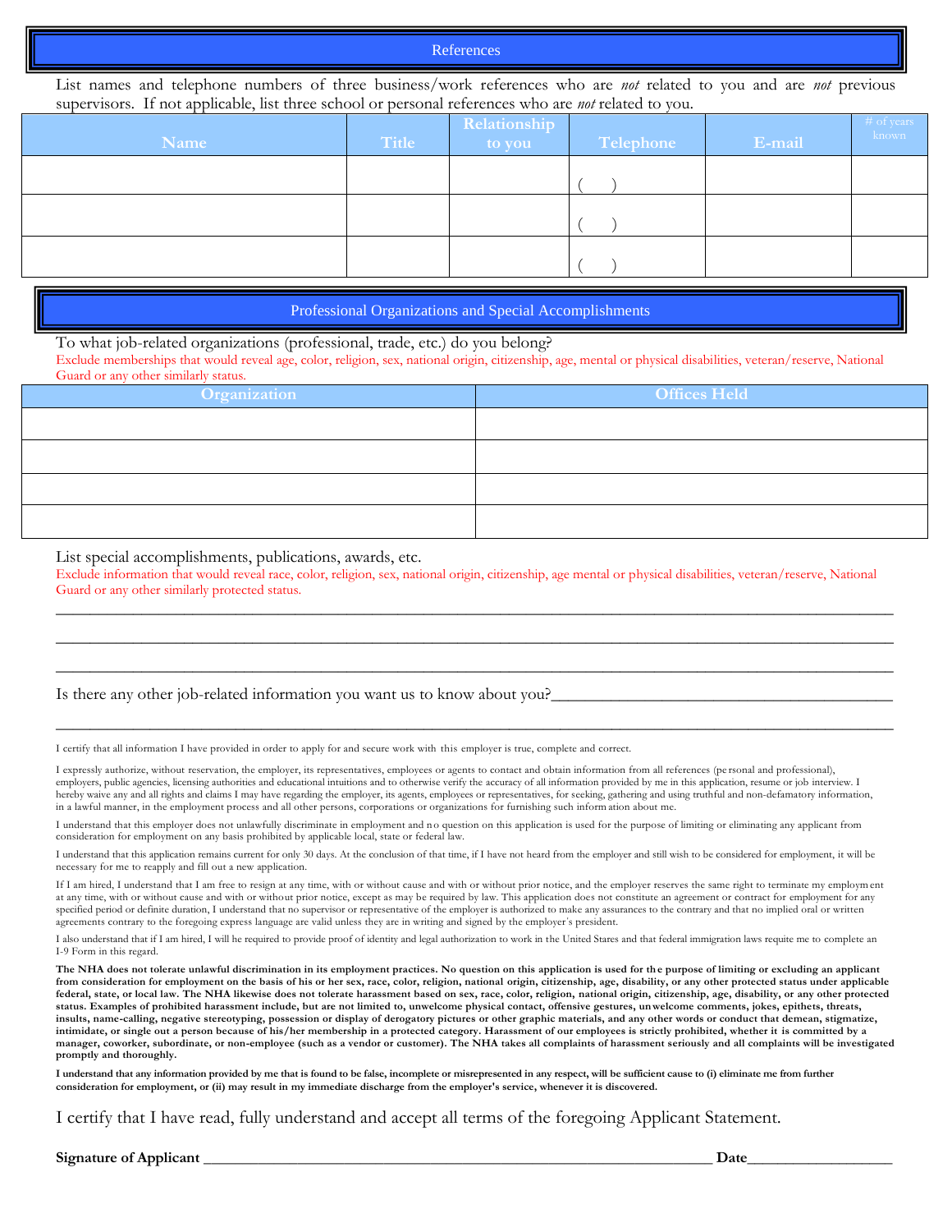## References

List names and telephone numbers of three business/work references who are *not* related to you and are *not* previous supervisors. If not applicable, list three school or personal references who are *not* related to you.

| Name | Title | Relationship to you | Telephone | E-mail | # of years known |
|---|---|---|---|---|---|
| | | | ( ) | | |
| | | | ( ) | | |
| | | | ( ) | | |

## Professional Organizations and Special Accomplishments

To what job-related organizations (professional, trade, etc.) do you belong?

Exclude memberships that would reveal age, color, religion, sex, national origin, citizenship, age, mental or physical disabilities, veteran/reserve, National Guard or any other similarly status.

| Organization | Offices Held |
|---|---|
| | |
| | |
| | |
| | |

List special accomplishments, publications, awards, etc.

Exclude information that would reveal race, color, religion, sex, national origin, citizenship, age mental or physical disabilities, veteran/reserve, National Guard or any other similarly protected status.

_______________________________________________________________________________

_______________________________________________________________________________

_______________________________________________________________________________

Is there any other job-related information you want us to know about you?___________________________

_______________________________________________________________________________

I certify that all information I have provided in order to apply for and secure work with this employer is true, complete and correct.

I expressly authorize, without reservation, the employer, its representatives, employees or agents to contact and obtain information from all references (personal and professional), employers, public agencies, licensing authorities and educational intuitions and to otherwise verify the accuracy of all information provided by me in this application, resume or job interview. I hereby waive any and all rights and claims I may have regarding the employer, its agents, employees or representatives, for seeking, gathering and using truthful and non-defamatory information, in a lawful manner, in the employment process and all other persons, corporations or organizations for furnishing such information about me.

I understand that this employer does not unlawfully discriminate in employment and no question on this application is used for the purpose of limiting or eliminating any applicant from consideration for employment on any basis prohibited by applicable local, state or federal law.

I understand that this application remains current for only 30 days. At the conclusion of that time, if I have not heard from the employer and still wish to be considered for employment, it will be necessary for me to reapply and fill out a new application.

If I am hired, I understand that I am free to resign at any time, with or without cause and with or without prior notice, and the employer reserves the same right to terminate my employment at any time, with or without cause and with or without prior notice, except as may be required by law. This application does not constitute an agreement or contract for employment for any specified period or definite duration, I understand that no supervisor or representative of the employer is authorized to make any assurances to the contrary and that no implied oral or written agreements contrary to the foregoing express language are valid unless they are in writing and signed by the employer's president.

I also understand that if I am hired, I will he required to provide proof of identity and legal authorization to work in the United States and that federal immigration laws requite me to complete an I-9 Form in this regard.

**The NHA does not tolerate unlawful discrimination in its employment practices. No question on this application is used for the purpose of limiting or excluding an applicant from consideration for employment on the basis of his or her sex, race, color, religion, national origin, citizenship, age, disability, or any other protected status under applicable federal, state, or local law. The NHA likewise does not tolerate harassment based on sex, race, color, religion, national origin, citizenship, age, disability, or any other protected status. Examples of prohibited harassment include, but are not limited to, unwelcome physical contact, offensive gestures, unwelcome comments, jokes, epithets, threats, insults, name-calling, negative stereotyping, possession or display of derogatory pictures or other graphic materials, and any other words or conduct that demean, stigmatize, intimidate, or single out a person because of his/her membership in a protected category. Harassment of our employees is strictly prohibited, whether it is committed by a manager, coworker, subordinate, or non-employee (such as a vendor or customer). The NHA takes all complaints of harassment seriously and all complaints will be investigated promptly and thoroughly.**

**I understand that any information provided by me that is found to be false, incomplete or misrepresented in any respect, will be sufficient cause to (i) eliminate me from further consideration for employment, or (ii) may result in my immediate discharge from the employer's service, whenever it is discovered.**

I certify that I have read, fully understand and accept all terms of the foregoing Applicant Statement.

**Signature of Applicant** ____________________________________________ **Date**______________